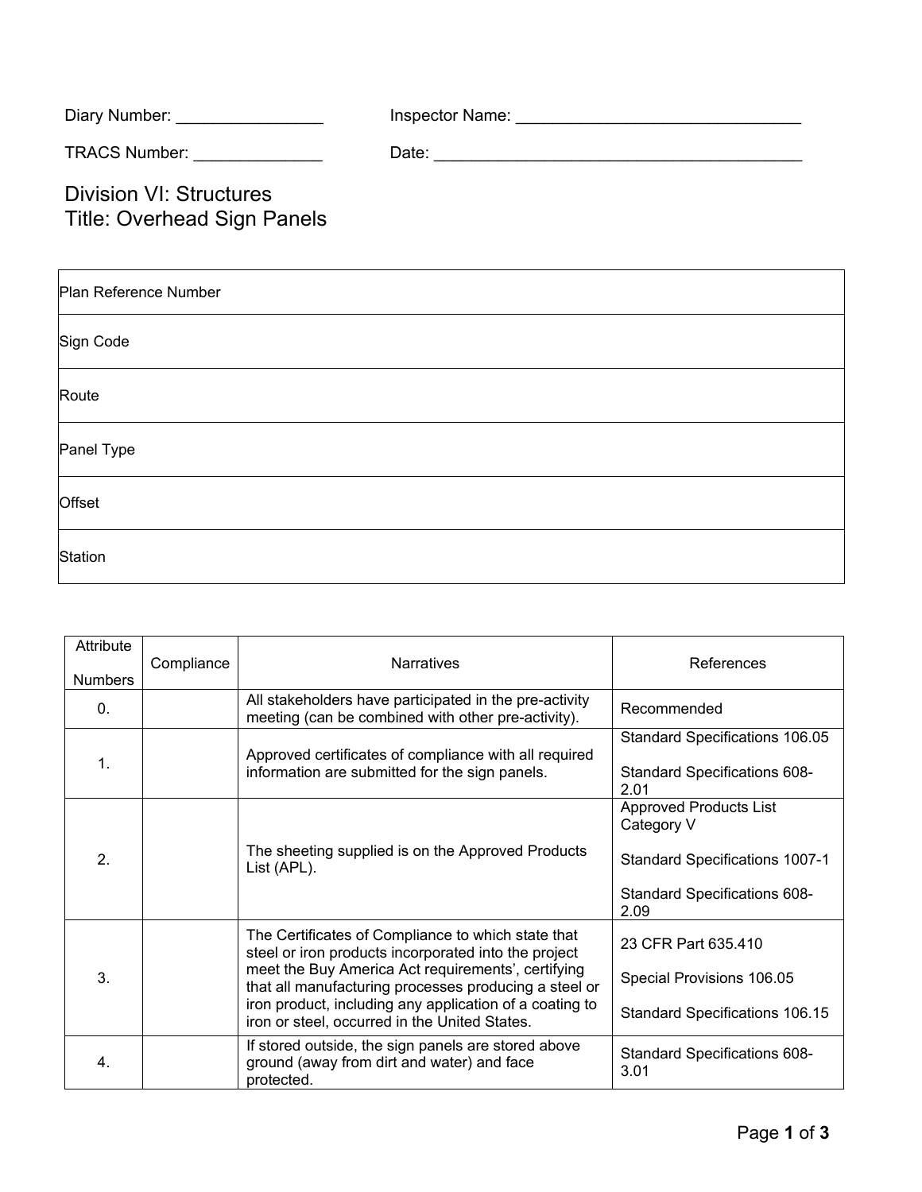Diary Number: ________________ Inspector Name: _______________________________

TRACS Number: ______________ Date: _________________________________________

# Division VI: Structures
# Title: Overhead Sign Panels

| Plan Reference Number |
|---|
| Sign Code |
| Route |
| Panel Type |
| Offset |
| Station |

| Attribute Numbers | Compliance | Narratives | References |
|---|---|---|---|
| 0. | | All stakeholders have participated in the pre-activity meeting (can be combined with other pre-activity). | Recommended |
| 1. | | Approved certificates of compliance with all required information are submitted for the sign panels. | Standard Specifications 106.05<br><br>Standard Specifications 608-2.01 |
| 2. | | The sheeting supplied is on the Approved Products List (APL). | Approved Products List Category V<br><br>Standard Specifications 1007-1<br><br>Standard Specifications 608-2.09 |
| 3. | | The Certificates of Compliance to which state that steel or iron products incorporated into the project meet the Buy America Act requirements', certifying that all manufacturing processes producing a steel or iron product, including any application of a coating to iron or steel, occurred in the United States. | 23 CFR Part 635.410<br><br>Special Provisions 106.05<br><br>Standard Specifications 106.15 |
| 4. | | If stored outside, the sign panels are stored above ground (away from dirt and water) and face protected. | Standard Specifications 608-3.01 |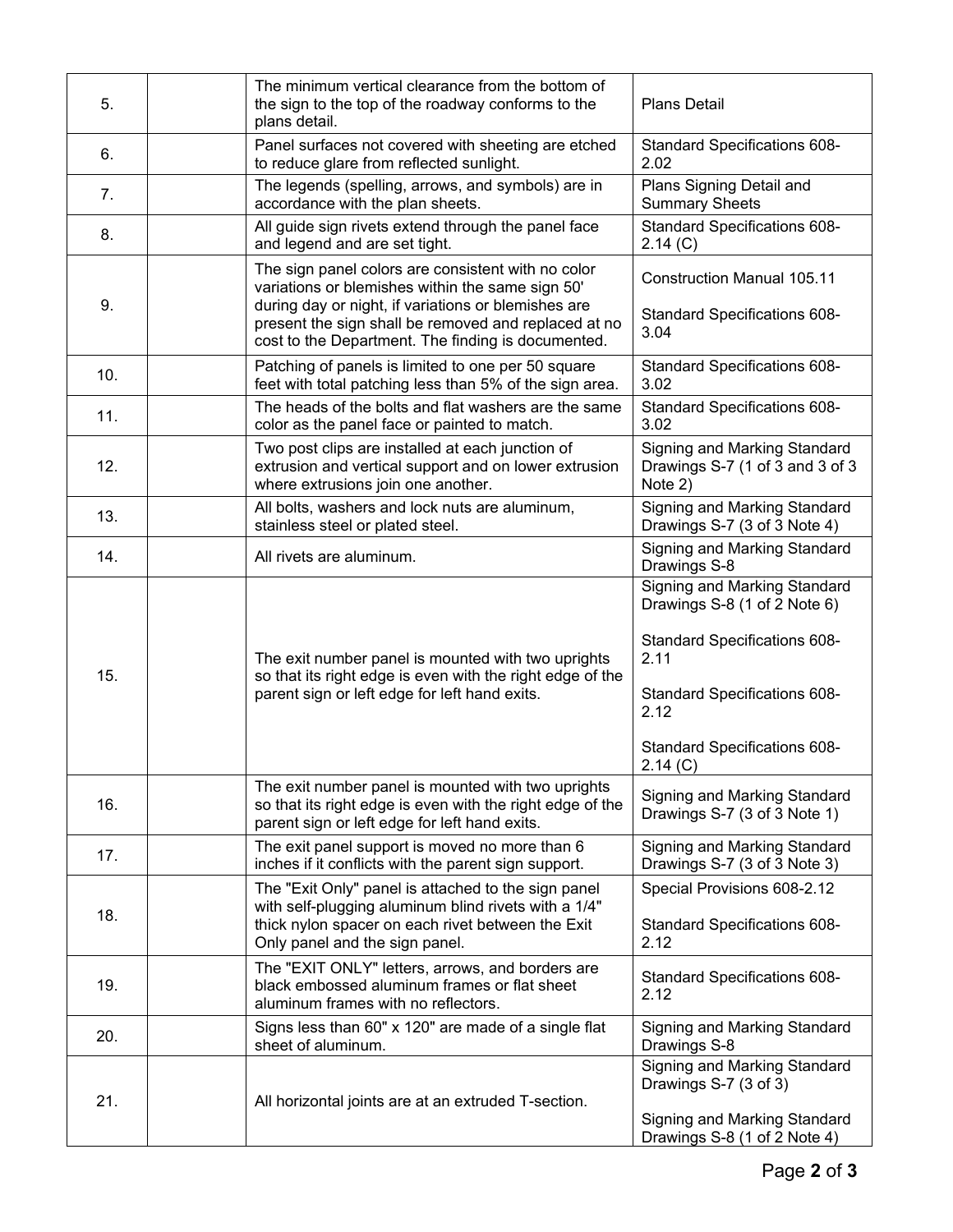| | | | |
|---|---|---|---|
| 5. | | The minimum vertical clearance from the bottom of the sign to the top of the roadway conforms to the plans detail. | Plans Detail |
| 6. | | Panel surfaces not covered with sheeting are etched to reduce glare from reflected sunlight. | Standard Specifications 608-2.02 |
| 7. | | The legends (spelling, arrows, and symbols) are in accordance with the plan sheets. | Plans Signing Detail and Summary Sheets |
| 8. | | All guide sign rivets extend through the panel face and legend and are set tight. | Standard Specifications 608-2.14 (C) |
| 9. | | The sign panel colors are consistent with no color variations or blemishes within the same sign 50' during day or night, if variations or blemishes are present the sign shall be removed and replaced at no cost to the Department. The finding is documented. | Construction Manual 105.11<br><br>Standard Specifications 608-3.04 |
| 10. | | Patching of panels is limited to one per 50 square feet with total patching less than 5% of the sign area. | Standard Specifications 608-3.02 |
| 11. | | The heads of the bolts and flat washers are the same color as the panel face or painted to match. | Standard Specifications 608-3.02 |
| 12. | | Two post clips are installed at each junction of extrusion and vertical support and on lower extrusion where extrusions join one another. | Signing and Marking Standard Drawings S-7 (1 of 3 and 3 of 3 Note 2) |
| 13. | | All bolts, washers and lock nuts are aluminum, stainless steel or plated steel. | Signing and Marking Standard Drawings S-7 (3 of 3 Note 4) |
| 14. | | All rivets are aluminum. | Signing and Marking Standard Drawings S-8 |
| 15. | | The exit number panel is mounted with two uprights so that its right edge is even with the right edge of the parent sign or left edge for left hand exits. | Signing and Marking Standard Drawings S-8 (1 of 2 Note 6)<br><br>Standard Specifications 608-2.11<br><br>Standard Specifications 608-2.12<br><br>Standard Specifications 608-2.14 (C) |
| 16. | | The exit number panel is mounted with two uprights so that its right edge is even with the right edge of the parent sign or left edge for left hand exits. | Signing and Marking Standard Drawings S-7 (3 of 3 Note 1) |
| 17. | | The exit panel support is moved no more than 6 inches if it conflicts with the parent sign support. | Signing and Marking Standard Drawings S-7 (3 of 3 Note 3) |
| 18. | | The "Exit Only" panel is attached to the sign panel with self-plugging aluminum blind rivets with a 1/4" thick nylon spacer on each rivet between the Exit Only panel and the sign panel. | Special Provisions 608-2.12<br><br>Standard Specifications 608-2.12 |
| 19. | | The "EXIT ONLY" letters, arrows, and borders are black embossed aluminum frames or flat sheet aluminum frames with no reflectors. | Standard Specifications 608-2.12 |
| 20. | | Signs less than 60" x 120" are made of a single flat sheet of aluminum. | Signing and Marking Standard Drawings S-8 |
| 21. | | All horizontal joints are at an extruded T-section. | Signing and Marking Standard Drawings S-7 (3 of 3)<br><br>Signing and Marking Standard Drawings S-8 (1 of 2 Note 4) |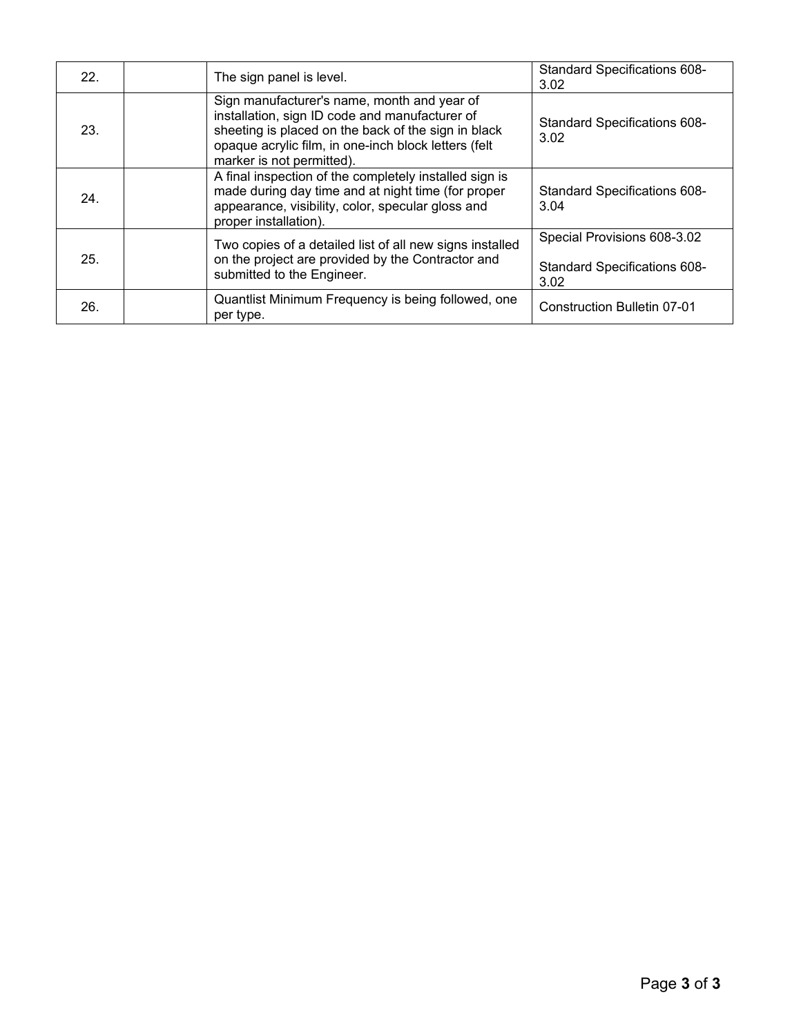| | | | |
|---|---|---|---|
| 22. | | The sign panel is level. | Standard Specifications 608-3.02 |
| 23. | | Sign manufacturer's name, month and year of installation, sign ID code and manufacturer of sheeting is placed on the back of the sign in black opaque acrylic film, in one-inch block letters (felt marker is not permitted). | Standard Specifications 608-3.02 |
| 24. | | A final inspection of the completely installed sign is made during day time and at night time (for proper appearance, visibility, color, specular gloss and proper installation). | Standard Specifications 608-3.04 |
| 25. | | Two copies of a detailed list of all new signs installed on the project are provided by the Contractor and submitted to the Engineer. | Special Provisions 608-3.02<br><br>Standard Specifications 608-3.02 |
| 26. | | Quantlist Minimum Frequency is being followed, one per type. | Construction Bulletin 07-01 |